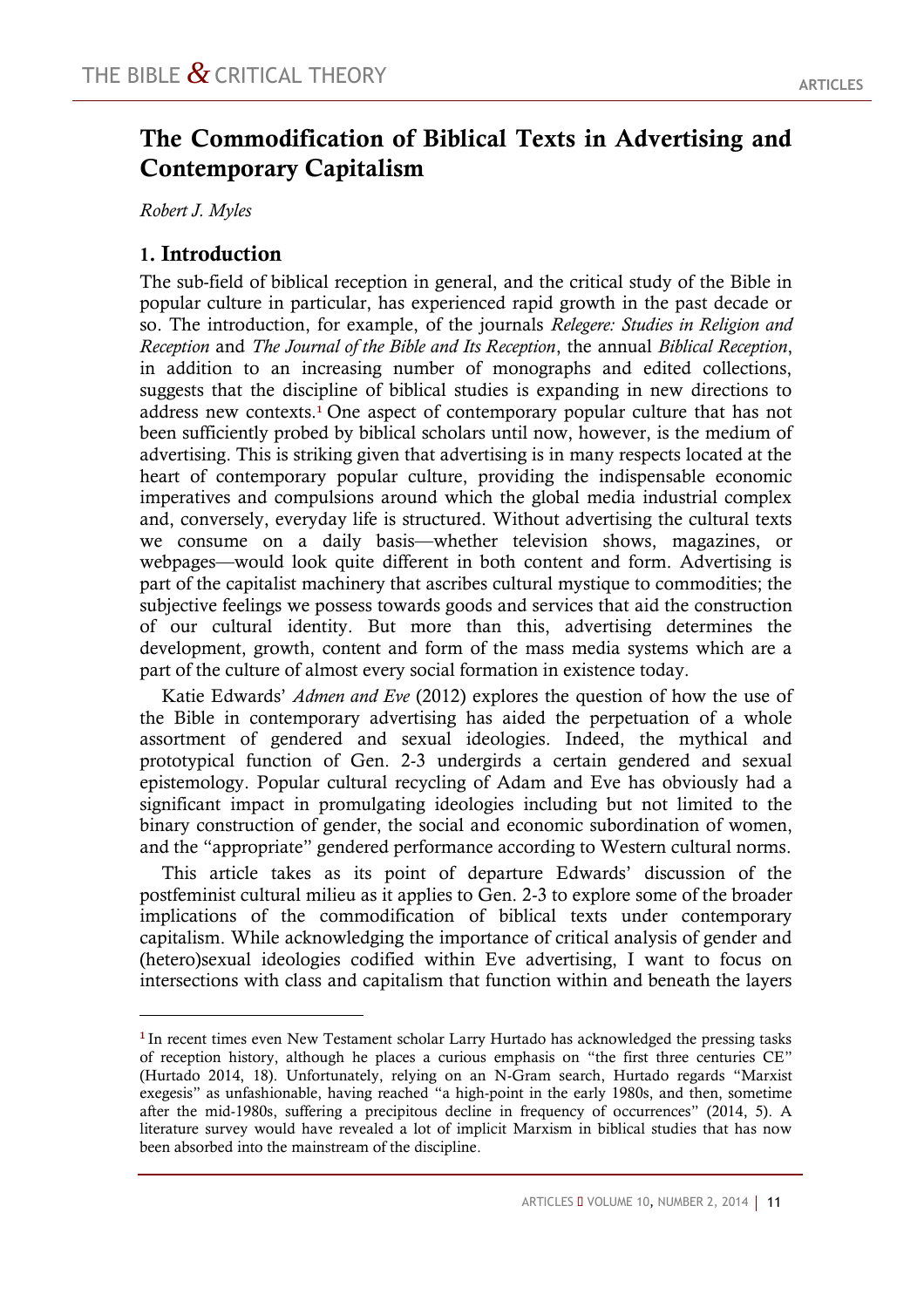# The Commodification of Biblical Texts in Advertising and Contemporary Capitalism

*Robert J. Myles*

## 1. Introduction

The sub-field of biblical reception in general, and the critical study of the Bible in popular culture in particular, has experienced rapid growth in the past decade or so. The introduction, for example, of the journals *Relegere: Studies in Religion and Reception* and *The Journal of the Bible and Its Reception*, the annual *Biblical Reception*, in addition to an increasing number of monographs and edited collections, suggests that the discipline of biblical studies is expanding in new directions to address new contexts.[1] One aspect of contemporary popular culture that has not been sufficiently probed by biblical scholars until now, however, is the medium of advertising. This is striking given that advertising is in many respects located at the heart of contemporary popular culture, providing the indispensable economic imperatives and compulsions around which the global media industrial complex and, conversely, everyday life is structured. Without advertising the cultural texts we consume on a daily basis—whether television shows, magazines, or webpages—would look quite different in both content and form. Advertising is part of the capitalist machinery that ascribes cultural mystique to commodities; the subjective feelings we possess towards goods and services that aid the construction of our cultural identity. But more than this, advertising determines the development, growth, content and form of the mass media systems which are a part of the culture of almost every social formation in existence today.

Katie Edwards' *Admen and Eve* (2012) explores the question of how the use of the Bible in contemporary advertising has aided the perpetuation of a whole assortment of gendered and sexual ideologies. Indeed, the mythical and prototypical function of Gen. 2-3 undergirds a certain gendered and sexual epistemology. Popular cultural recycling of Adam and Eve has obviously had a significant impact in promulgating ideologies including but not limited to the binary construction of gender, the social and economic subordination of women, and the "appropriate" gendered performance according to Western cultural norms.

This article takes as its point of departure Edwards' discussion of the postfeminist cultural milieu as it applies to Gen. 2-3 to explore some of the broader implications of the commodification of biblical texts under contemporary capitalism. While acknowledging the importance of critical analysis of gender and (hetero)sexual ideologies codified within Eve advertising, I want to focus on intersections with class and capitalism that function within and beneath the layers

---

[1] In recent times even New Testament scholar Larry Hurtado has acknowledged the pressing tasks of reception history, although he places a curious emphasis on "the first three centuries CE" (Hurtado 2014, 18). Unfortunately, relying on an N-Gram search, Hurtado regards "Marxist exegesis" as unfashionable, having reached "a high-point in the early 1980s, and then, sometime after the mid-1980s, suffering a precipitous decline in frequency of occurrences" (2014, 5). A literature survey would have revealed a lot of implicit Marxism in biblical studies that has now been absorbed into the mainstream of the discipline.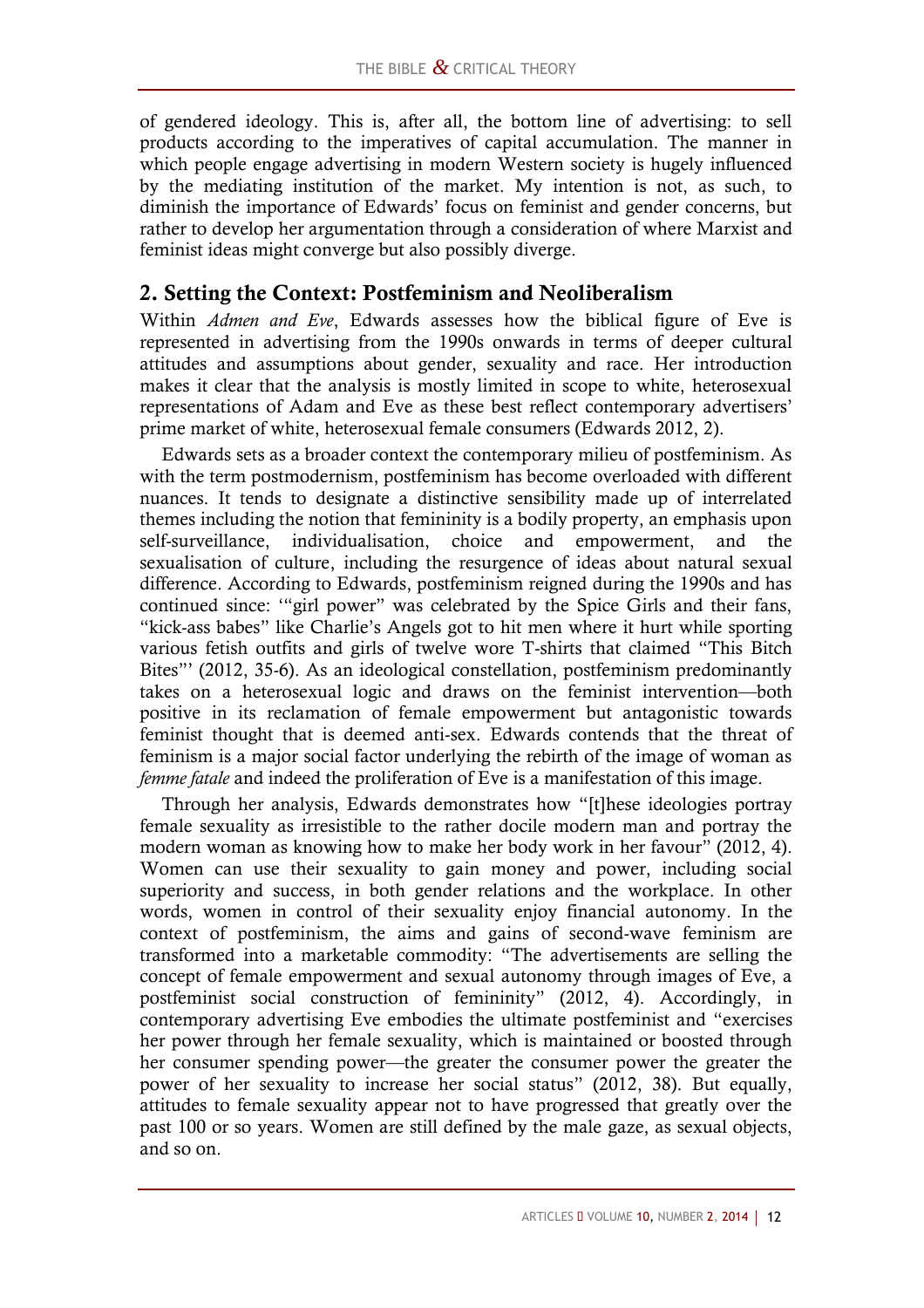of gendered ideology. This is, after all, the bottom line of advertising: to sell products according to the imperatives of capital accumulation. The manner in which people engage advertising in modern Western society is hugely influenced by the mediating institution of the market. My intention is not, as such, to diminish the importance of Edwards' focus on feminist and gender concerns, but rather to develop her argumentation through a consideration of where Marxist and feminist ideas might converge but also possibly diverge.

## 2. Setting the Context: Postfeminism and Neoliberalism

Within *Admen and Eve*, Edwards assesses how the biblical figure of Eve is represented in advertising from the 1990s onwards in terms of deeper cultural attitudes and assumptions about gender, sexuality and race. Her introduction makes it clear that the analysis is mostly limited in scope to white, heterosexual representations of Adam and Eve as these best reflect contemporary advertisers' prime market of white, heterosexual female consumers (Edwards 2012, 2).

Edwards sets as a broader context the contemporary milieu of postfeminism. As with the term postmodernism, postfeminism has become overloaded with different nuances. It tends to designate a distinctive sensibility made up of interrelated themes including the notion that femininity is a bodily property, an emphasis upon self-surveillance, individualisation, choice and empowerment, and the sexualisation of culture, including the resurgence of ideas about natural sexual difference. According to Edwards, postfeminism reigned during the 1990s and has continued since: '"girl power" was celebrated by the Spice Girls and their fans, "kick-ass babes" like Charlie's Angels got to hit men where it hurt while sporting various fetish outfits and girls of twelve wore T-shirts that claimed "This Bitch Bites"' (2012, 35-6). As an ideological constellation, postfeminism predominantly takes on a heterosexual logic and draws on the feminist intervention—both positive in its reclamation of female empowerment but antagonistic towards feminist thought that is deemed anti-sex. Edwards contends that the threat of feminism is a major social factor underlying the rebirth of the image of woman as *femme fatale* and indeed the proliferation of Eve is a manifestation of this image.

Through her analysis, Edwards demonstrates how "[t]hese ideologies portray female sexuality as irresistible to the rather docile modern man and portray the modern woman as knowing how to make her body work in her favour" (2012, 4). Women can use their sexuality to gain money and power, including social superiority and success, in both gender relations and the workplace. In other words, women in control of their sexuality enjoy financial autonomy. In the context of postfeminism, the aims and gains of second-wave feminism are transformed into a marketable commodity: "The advertisements are selling the concept of female empowerment and sexual autonomy through images of Eve, a postfeminist social construction of femininity" (2012, 4). Accordingly, in contemporary advertising Eve embodies the ultimate postfeminist and "exercises her power through her female sexuality, which is maintained or boosted through her consumer spending power—the greater the consumer power the greater the power of her sexuality to increase her social status" (2012, 38). But equally, attitudes to female sexuality appear not to have progressed that greatly over the past 100 or so years. Women are still defined by the male gaze, as sexual objects, and so on.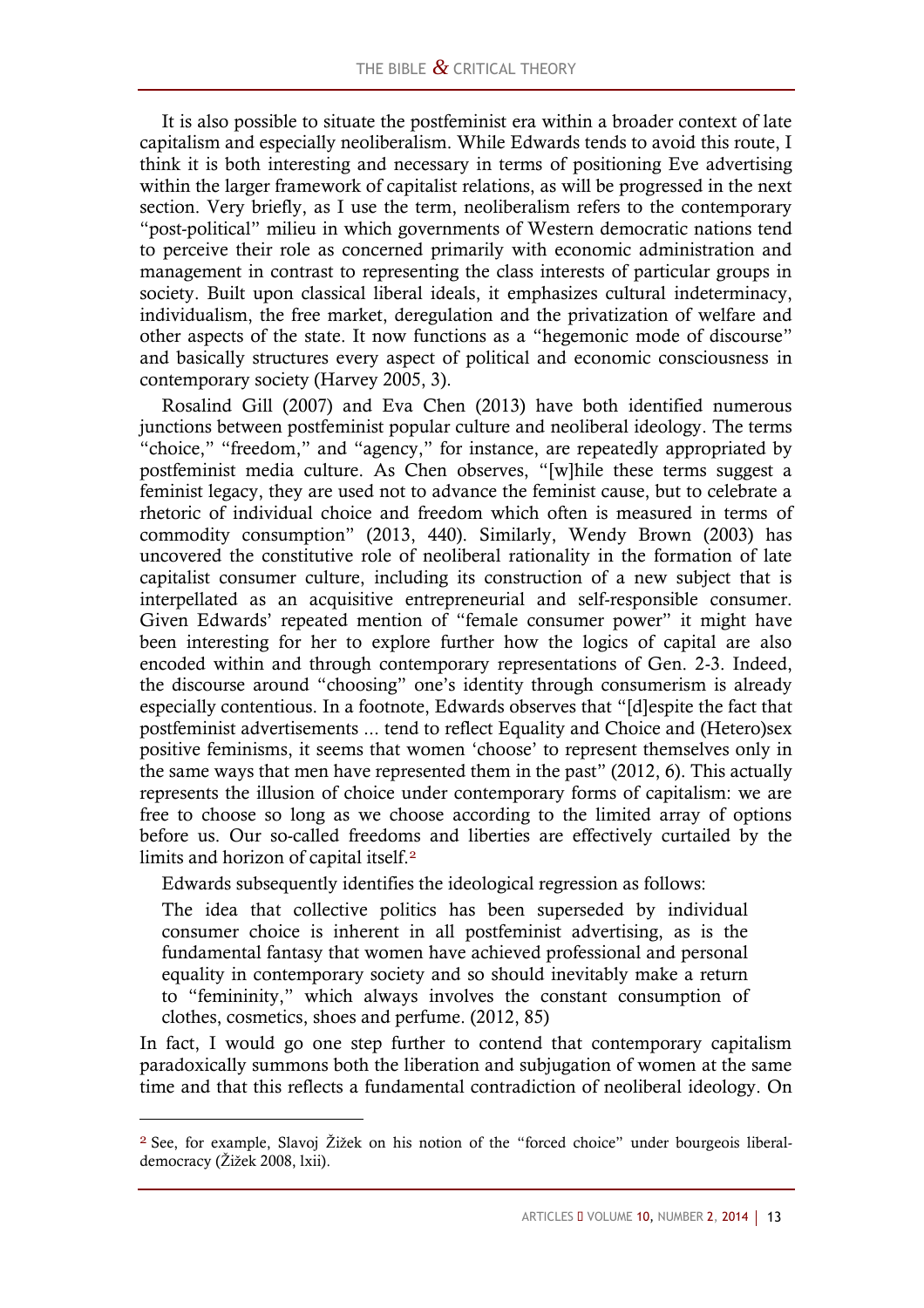It is also possible to situate the postfeminist era within a broader context of late capitalism and especially neoliberalism. While Edwards tends to avoid this route, I think it is both interesting and necessary in terms of positioning Eve advertising within the larger framework of capitalist relations, as will be progressed in the next section. Very briefly, as I use the term, neoliberalism refers to the contemporary "post-political" milieu in which governments of Western democratic nations tend to perceive their role as concerned primarily with economic administration and management in contrast to representing the class interests of particular groups in society. Built upon classical liberal ideals, it emphasizes cultural indeterminacy, individualism, the free market, deregulation and the privatization of welfare and other aspects of the state. It now functions as a "hegemonic mode of discourse" and basically structures every aspect of political and economic consciousness in contemporary society (Harvey 2005, 3).

Rosalind Gill (2007) and Eva Chen (2013) have both identified numerous junctions between postfeminist popular culture and neoliberal ideology. The terms "choice," "freedom," and "agency," for instance, are repeatedly appropriated by postfeminist media culture. As Chen observes, "[w]hile these terms suggest a feminist legacy, they are used not to advance the feminist cause, but to celebrate a rhetoric of individual choice and freedom which often is measured in terms of commodity consumption" (2013, 440). Similarly, Wendy Brown (2003) has uncovered the constitutive role of neoliberal rationality in the formation of late capitalist consumer culture, including its construction of a new subject that is interpellated as an acquisitive entrepreneurial and self-responsible consumer. Given Edwards' repeated mention of "female consumer power" it might have been interesting for her to explore further how the logics of capital are also encoded within and through contemporary representations of Gen. 2-3. Indeed, the discourse around "choosing" one's identity through consumerism is already especially contentious. In a footnote, Edwards observes that "[d]espite the fact that postfeminist advertisements ... tend to reflect Equality and Choice and (Hetero)sex positive feminisms, it seems that women 'choose' to represent themselves only in the same ways that men have represented them in the past" (2012, 6). This actually represents the illusion of choice under contemporary forms of capitalism: we are free to choose so long as we choose according to the limited array of options before us. Our so-called freedoms and liberties are effectively curtailed by the limits and horizon of capital itself.[2]

Edwards subsequently identifies the ideological regression as follows:

> The idea that collective politics has been superseded by individual consumer choice is inherent in all postfeminist advertising, as is the fundamental fantasy that women have achieved professional and personal equality in contemporary society and so should inevitably make a return to "femininity," which always involves the constant consumption of clothes, cosmetics, shoes and perfume. (2012, 85)

In fact, I would go one step further to contend that contemporary capitalism paradoxically summons both the liberation and subjugation of women at the same time and that this reflects a fundamental contradiction of neoliberal ideology. On

[2] See, for example, Slavoj Žižek on his notion of the "forced choice" under bourgeois liberal-democracy (Žižek 2008, lxii).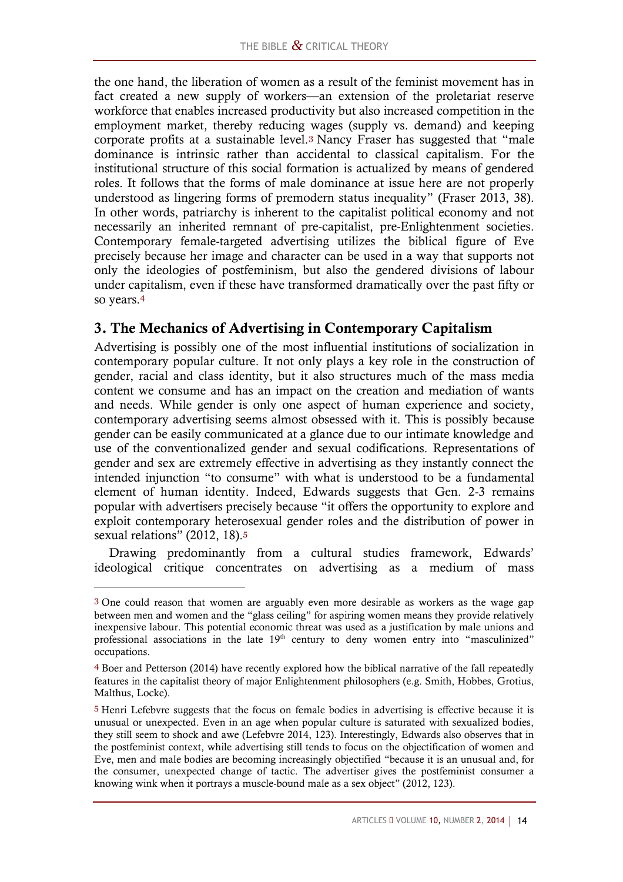the one hand, the liberation of women as a result of the feminist movement has in fact created a new supply of workers—an extension of the proletariat reserve workforce that enables increased productivity but also increased competition in the employment market, thereby reducing wages (supply vs. demand) and keeping corporate profits at a sustainable level.[3] Nancy Fraser has suggested that "male dominance is intrinsic rather than accidental to classical capitalism. For the institutional structure of this social formation is actualized by means of gendered roles. It follows that the forms of male dominance at issue here are not properly understood as lingering forms of premodern status inequality" (Fraser 2013, 38). In other words, patriarchy is inherent to the capitalist political economy and not necessarily an inherited remnant of pre-capitalist, pre-Enlightenment societies. Contemporary female-targeted advertising utilizes the biblical figure of Eve precisely because her image and character can be used in a way that supports not only the ideologies of postfeminism, but also the gendered divisions of labour under capitalism, even if these have transformed dramatically over the past fifty or so years.[4]

## 3. The Mechanics of Advertising in Contemporary Capitalism

Advertising is possibly one of the most influential institutions of socialization in contemporary popular culture. It not only plays a key role in the construction of gender, racial and class identity, but it also structures much of the mass media content we consume and has an impact on the creation and mediation of wants and needs. While gender is only one aspect of human experience and society, contemporary advertising seems almost obsessed with it. This is possibly because gender can be easily communicated at a glance due to our intimate knowledge and use of the conventionalized gender and sexual codifications. Representations of gender and sex are extremely effective in advertising as they instantly connect the intended injunction "to consume" with what is understood to be a fundamental element of human identity. Indeed, Edwards suggests that Gen. 2-3 remains popular with advertisers precisely because "it offers the opportunity to explore and exploit contemporary heterosexual gender roles and the distribution of power in sexual relations" (2012, 18).[5]

Drawing predominantly from a cultural studies framework, Edwards' ideological critique concentrates on advertising as a medium of mass

---

[3] One could reason that women are arguably even more desirable as workers as the wage gap between men and women and the "glass ceiling" for aspiring women means they provide relatively inexpensive labour. This potential economic threat was used as a justification by male unions and professional associations in the late 19th century to deny women entry into "masculinized" occupations.

[4] Boer and Petterson (2014) have recently explored how the biblical narrative of the fall repeatedly features in the capitalist theory of major Enlightenment philosophers (e.g. Smith, Hobbes, Grotius, Malthus, Locke).

[5] Henri Lefebvre suggests that the focus on female bodies in advertising is effective because it is unusual or unexpected. Even in an age when popular culture is saturated with sexualized bodies, they still seem to shock and awe (Lefebvre 2014, 123). Interestingly, Edwards also observes that in the postfeminist context, while advertising still tends to focus on the objectification of women and Eve, men and male bodies are becoming increasingly objectified "because it is an unusual and, for the consumer, unexpected change of tactic. The advertiser gives the postfeminist consumer a knowing wink when it portrays a muscle-bound male as a sex object" (2012, 123).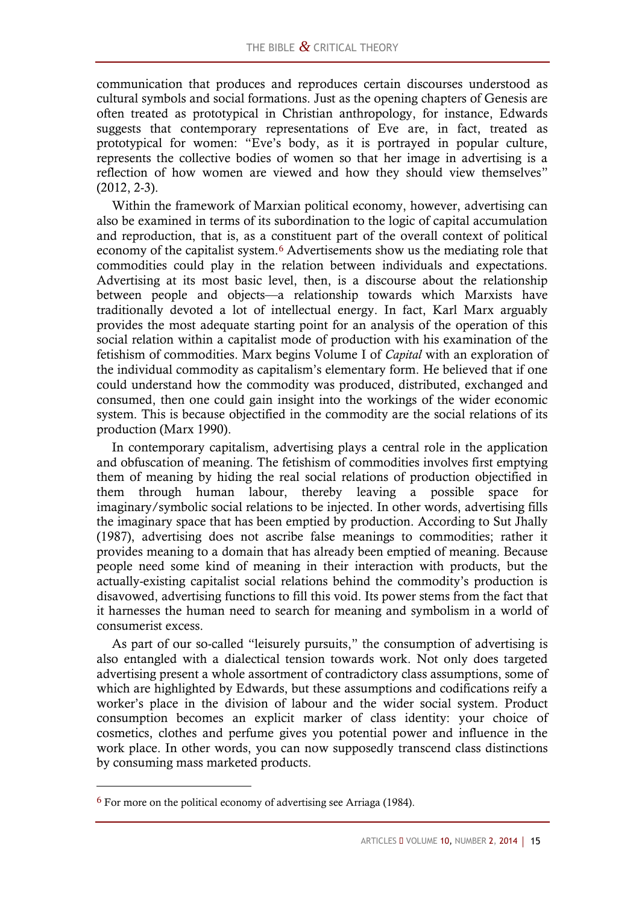communication that produces and reproduces certain discourses understood as cultural symbols and social formations. Just as the opening chapters of Genesis are often treated as prototypical in Christian anthropology, for instance, Edwards suggests that contemporary representations of Eve are, in fact, treated as prototypical for women: "Eve's body, as it is portrayed in popular culture, represents the collective bodies of women so that her image in advertising is a reflection of how women are viewed and how they should view themselves" (2012, 2-3).

Within the framework of Marxian political economy, however, advertising can also be examined in terms of its subordination to the logic of capital accumulation and reproduction, that is, as a constituent part of the overall context of political economy of the capitalist system.[6] Advertisements show us the mediating role that commodities could play in the relation between individuals and expectations. Advertising at its most basic level, then, is a discourse about the relationship between people and objects—a relationship towards which Marxists have traditionally devoted a lot of intellectual energy. In fact, Karl Marx arguably provides the most adequate starting point for an analysis of the operation of this social relation within a capitalist mode of production with his examination of the fetishism of commodities. Marx begins Volume I of *Capital* with an exploration of the individual commodity as capitalism's elementary form. He believed that if one could understand how the commodity was produced, distributed, exchanged and consumed, then one could gain insight into the workings of the wider economic system. This is because objectified in the commodity are the social relations of its production (Marx 1990).

In contemporary capitalism, advertising plays a central role in the application and obfuscation of meaning. The fetishism of commodities involves first emptying them of meaning by hiding the real social relations of production objectified in them through human labour, thereby leaving a possible space for imaginary/symbolic social relations to be injected. In other words, advertising fills the imaginary space that has been emptied by production. According to Sut Jhally (1987), advertising does not ascribe false meanings to commodities; rather it provides meaning to a domain that has already been emptied of meaning. Because people need some kind of meaning in their interaction with products, but the actually-existing capitalist social relations behind the commodity's production is disavowed, advertising functions to fill this void. Its power stems from the fact that it harnesses the human need to search for meaning and symbolism in a world of consumerist excess.

As part of our so-called "leisurely pursuits," the consumption of advertising is also entangled with a dialectical tension towards work. Not only does targeted advertising present a whole assortment of contradictory class assumptions, some of which are highlighted by Edwards, but these assumptions and codifications reify a worker's place in the division of labour and the wider social system. Product consumption becomes an explicit marker of class identity: your choice of cosmetics, clothes and perfume gives you potential power and influence in the work place. In other words, you can now supposedly transcend class distinctions by consuming mass marketed products.

---

[6] For more on the political economy of advertising see Arriaga (1984).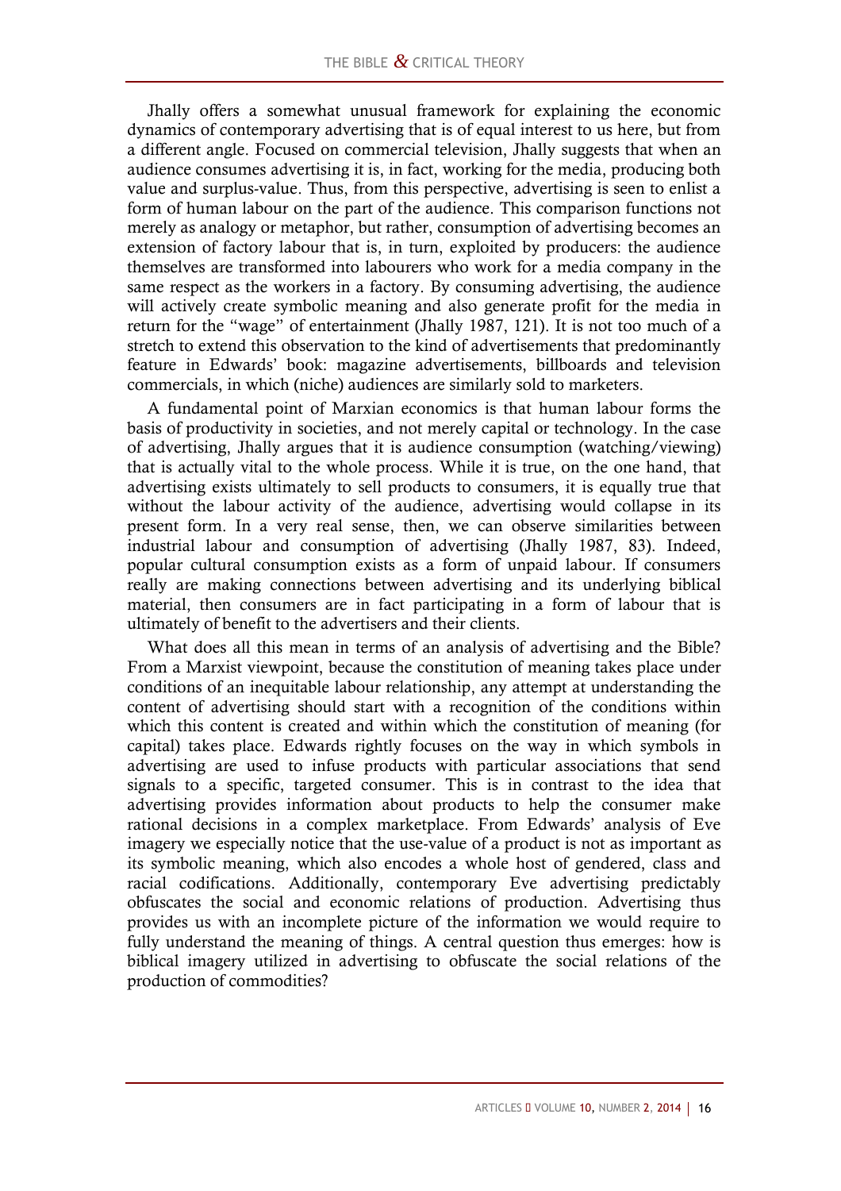Jhally offers a somewhat unusual framework for explaining the economic dynamics of contemporary advertising that is of equal interest to us here, but from a different angle. Focused on commercial television, Jhally suggests that when an audience consumes advertising it is, in fact, working for the media, producing both value and surplus-value. Thus, from this perspective, advertising is seen to enlist a form of human labour on the part of the audience. This comparison functions not merely as analogy or metaphor, but rather, consumption of advertising becomes an extension of factory labour that is, in turn, exploited by producers: the audience themselves are transformed into labourers who work for a media company in the same respect as the workers in a factory. By consuming advertising, the audience will actively create symbolic meaning and also generate profit for the media in return for the "wage" of entertainment (Jhally 1987, 121). It is not too much of a stretch to extend this observation to the kind of advertisements that predominantly feature in Edwards' book: magazine advertisements, billboards and television commercials, in which (niche) audiences are similarly sold to marketers.

A fundamental point of Marxian economics is that human labour forms the basis of productivity in societies, and not merely capital or technology. In the case of advertising, Jhally argues that it is audience consumption (watching/viewing) that is actually vital to the whole process. While it is true, on the one hand, that advertising exists ultimately to sell products to consumers, it is equally true that without the labour activity of the audience, advertising would collapse in its present form. In a very real sense, then, we can observe similarities between industrial labour and consumption of advertising (Jhally 1987, 83). Indeed, popular cultural consumption exists as a form of unpaid labour. If consumers really are making connections between advertising and its underlying biblical material, then consumers are in fact participating in a form of labour that is ultimately of benefit to the advertisers and their clients.

What does all this mean in terms of an analysis of advertising and the Bible? From a Marxist viewpoint, because the constitution of meaning takes place under conditions of an inequitable labour relationship, any attempt at understanding the content of advertising should start with a recognition of the conditions within which this content is created and within which the constitution of meaning (for capital) takes place. Edwards rightly focuses on the way in which symbols in advertising are used to infuse products with particular associations that send signals to a specific, targeted consumer. This is in contrast to the idea that advertising provides information about products to help the consumer make rational decisions in a complex marketplace. From Edwards' analysis of Eve imagery we especially notice that the use-value of a product is not as important as its symbolic meaning, which also encodes a whole host of gendered, class and racial codifications. Additionally, contemporary Eve advertising predictably obfuscates the social and economic relations of production. Advertising thus provides us with an incomplete picture of the information we would require to fully understand the meaning of things. A central question thus emerges: how is biblical imagery utilized in advertising to obfuscate the social relations of the production of commodities?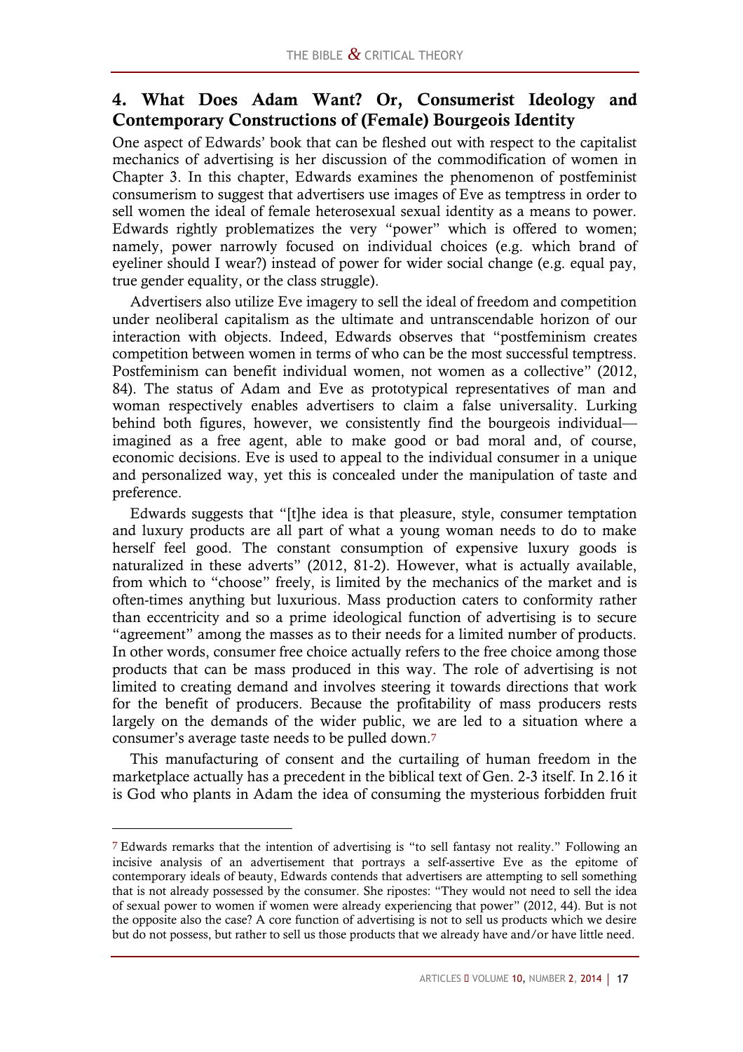## 4. What Does Adam Want? Or, Consumerist Ideology and Contemporary Constructions of (Female) Bourgeois Identity

One aspect of Edwards' book that can be fleshed out with respect to the capitalist mechanics of advertising is her discussion of the commodification of women in Chapter 3. In this chapter, Edwards examines the phenomenon of postfeminist consumerism to suggest that advertisers use images of Eve as temptress in order to sell women the ideal of female heterosexual sexual identity as a means to power. Edwards rightly problematizes the very "power" which is offered to women; namely, power narrowly focused on individual choices (e.g. which brand of eyeliner should I wear?) instead of power for wider social change (e.g. equal pay, true gender equality, or the class struggle).

Advertisers also utilize Eve imagery to sell the ideal of freedom and competition under neoliberal capitalism as the ultimate and untranscendable horizon of our interaction with objects. Indeed, Edwards observes that "postfeminism creates competition between women in terms of who can be the most successful temptress. Postfeminism can benefit individual women, not women as a collective" (2012, 84). The status of Adam and Eve as prototypical representatives of man and woman respectively enables advertisers to claim a false universality. Lurking behind both figures, however, we consistently find the bourgeois individual—imagined as a free agent, able to make good or bad moral and, of course, economic decisions. Eve is used to appeal to the individual consumer in a unique and personalized way, yet this is concealed under the manipulation of taste and preference.

Edwards suggests that "[t]he idea is that pleasure, style, consumer temptation and luxury products are all part of what a young woman needs to do to make herself feel good. The constant consumption of expensive luxury goods is naturalized in these adverts" (2012, 81-2). However, what is actually available, from which to "choose" freely, is limited by the mechanics of the market and is often-times anything but luxurious. Mass production caters to conformity rather than eccentricity and so a prime ideological function of advertising is to secure "agreement" among the masses as to their needs for a limited number of products. In other words, consumer free choice actually refers to the free choice among those products that can be mass produced in this way. The role of advertising is not limited to creating demand and involves steering it towards directions that work for the benefit of producers. Because the profitability of mass producers rests largely on the demands of the wider public, we are led to a situation where a consumer's average taste needs to be pulled down.[7]

This manufacturing of consent and the curtailing of human freedom in the marketplace actually has a precedent in the biblical text of Gen. 2-3 itself. In 2.16 it is God who plants in Adam the idea of consuming the mysterious forbidden fruit

---

[7] Edwards remarks that the intention of advertising is "to sell fantasy not reality." Following an incisive analysis of an advertisement that portrays a self-assertive Eve as the epitome of contemporary ideals of beauty, Edwards contends that advertisers are attempting to sell something that is not already possessed by the consumer. She ripostes: "They would not need to sell the idea of sexual power to women if women were already experiencing that power" (2012, 44). But is not the opposite also the case? A core function of advertising is not to sell us products which we desire but do not possess, but rather to sell us those products that we already have and/or have little need.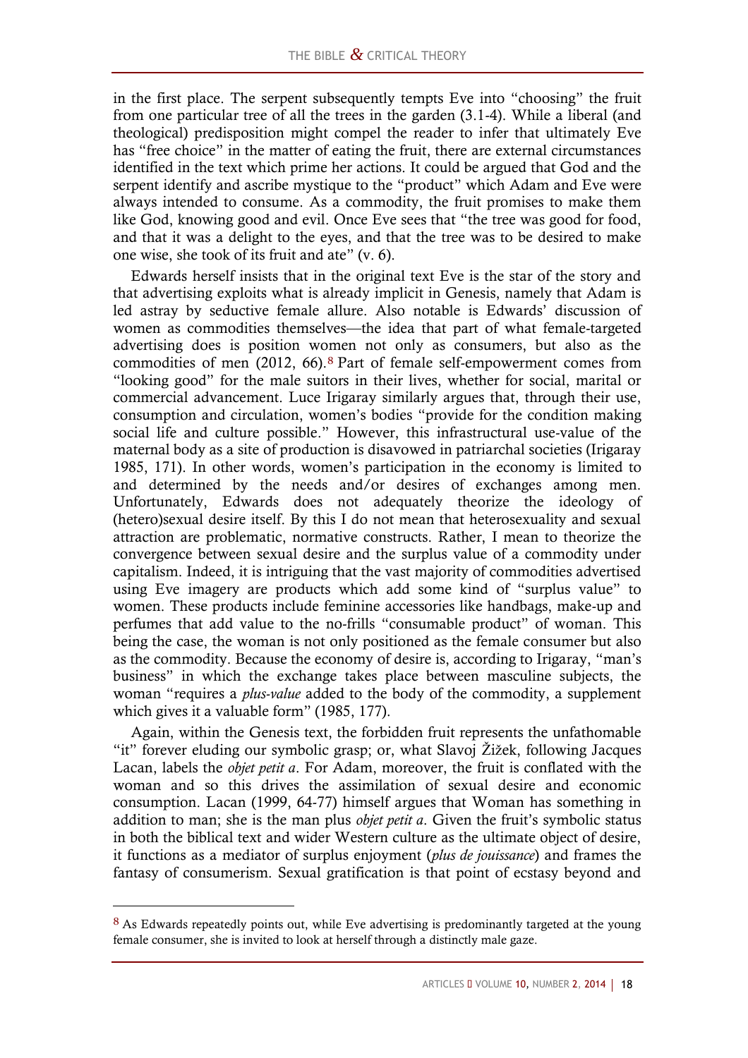in the first place. The serpent subsequently tempts Eve into "choosing" the fruit from one particular tree of all the trees in the garden (3.1-4). While a liberal (and theological) predisposition might compel the reader to infer that ultimately Eve has "free choice" in the matter of eating the fruit, there are external circumstances identified in the text which prime her actions. It could be argued that God and the serpent identify and ascribe mystique to the "product" which Adam and Eve were always intended to consume. As a commodity, the fruit promises to make them like God, knowing good and evil. Once Eve sees that "the tree was good for food, and that it was a delight to the eyes, and that the tree was to be desired to make one wise, she took of its fruit and ate" (v. 6).

Edwards herself insists that in the original text Eve is the star of the story and that advertising exploits what is already implicit in Genesis, namely that Adam is led astray by seductive female allure. Also notable is Edwards' discussion of women as commodities themselves—the idea that part of what female-targeted advertising does is position women not only as consumers, but also as the commodities of men (2012, 66).[8] Part of female self-empowerment comes from "looking good" for the male suitors in their lives, whether for social, marital or commercial advancement. Luce Irigaray similarly argues that, through their use, consumption and circulation, women's bodies "provide for the condition making social life and culture possible." However, this infrastructural use-value of the maternal body as a site of production is disavowed in patriarchal societies (Irigaray 1985, 171). In other words, women's participation in the economy is limited to and determined by the needs and/or desires of exchanges among men. Unfortunately, Edwards does not adequately theorize the ideology of (hetero)sexual desire itself. By this I do not mean that heterosexuality and sexual attraction are problematic, normative constructs. Rather, I mean to theorize the convergence between sexual desire and the surplus value of a commodity under capitalism. Indeed, it is intriguing that the vast majority of commodities advertised using Eve imagery are products which add some kind of "surplus value" to women. These products include feminine accessories like handbags, make-up and perfumes that add value to the no-frills "consumable product" of woman. This being the case, the woman is not only positioned as the female consumer but also as the commodity. Because the economy of desire is, according to Irigaray, "man's business" in which the exchange takes place between masculine subjects, the woman "requires a *plus-value* added to the body of the commodity, a supplement which gives it a valuable form" (1985, 177).

Again, within the Genesis text, the forbidden fruit represents the unfathomable "it" forever eluding our symbolic grasp; or, what Slavoj Žižek, following Jacques Lacan, labels the *objet petit a*. For Adam, moreover, the fruit is conflated with the woman and so this drives the assimilation of sexual desire and economic consumption. Lacan (1999, 64-77) himself argues that Woman has something in addition to man; she is the man plus *objet petit a*. Given the fruit's symbolic status in both the biblical text and wider Western culture as the ultimate object of desire, it functions as a mediator of surplus enjoyment (*plus de jouissance*) and frames the fantasy of consumerism. Sexual gratification is that point of ecstasy beyond and

[8] As Edwards repeatedly points out, while Eve advertising is predominantly targeted at the young female consumer, she is invited to look at herself through a distinctly male gaze.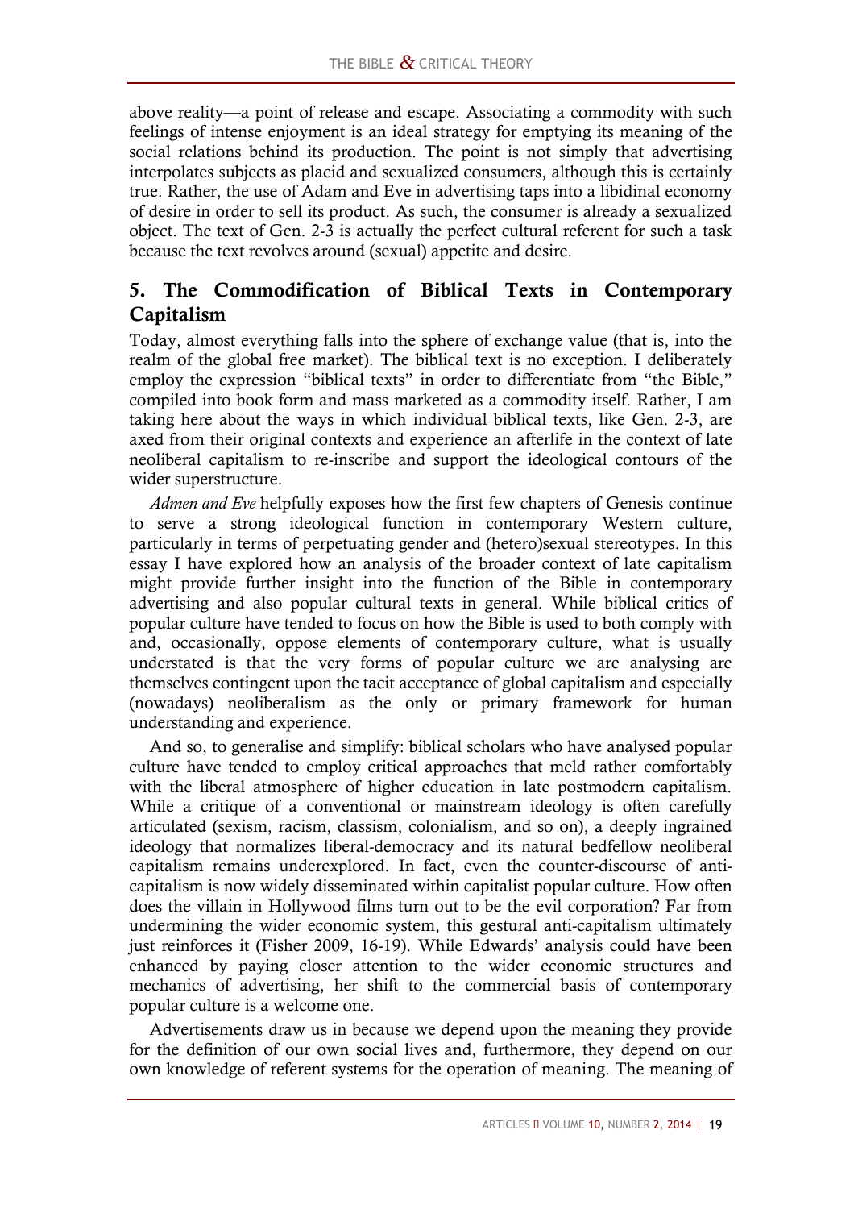above reality—a point of release and escape. Associating a commodity with such feelings of intense enjoyment is an ideal strategy for emptying its meaning of the social relations behind its production. The point is not simply that advertising interpolates subjects as placid and sexualized consumers, although this is certainly true. Rather, the use of Adam and Eve in advertising taps into a libidinal economy of desire in order to sell its product. As such, the consumer is already a sexualized object. The text of Gen. 2-3 is actually the perfect cultural referent for such a task because the text revolves around (sexual) appetite and desire.

## 5. The Commodification of Biblical Texts in Contemporary Capitalism

Today, almost everything falls into the sphere of exchange value (that is, into the realm of the global free market). The biblical text is no exception. I deliberately employ the expression "biblical texts" in order to differentiate from "the Bible," compiled into book form and mass marketed as a commodity itself. Rather, I am taking here about the ways in which individual biblical texts, like Gen. 2-3, are axed from their original contexts and experience an afterlife in the context of late neoliberal capitalism to re-inscribe and support the ideological contours of the wider superstructure.

*Admen and Eve* helpfully exposes how the first few chapters of Genesis continue to serve a strong ideological function in contemporary Western culture, particularly in terms of perpetuating gender and (hetero)sexual stereotypes. In this essay I have explored how an analysis of the broader context of late capitalism might provide further insight into the function of the Bible in contemporary advertising and also popular cultural texts in general. While biblical critics of popular culture have tended to focus on how the Bible is used to both comply with and, occasionally, oppose elements of contemporary culture, what is usually understated is that the very forms of popular culture we are analysing are themselves contingent upon the tacit acceptance of global capitalism and especially (nowadays) neoliberalism as the only or primary framework for human understanding and experience.

And so, to generalise and simplify: biblical scholars who have analysed popular culture have tended to employ critical approaches that meld rather comfortably with the liberal atmosphere of higher education in late postmodern capitalism. While a critique of a conventional or mainstream ideology is often carefully articulated (sexism, racism, classism, colonialism, and so on), a deeply ingrained ideology that normalizes liberal-democracy and its natural bedfellow neoliberal capitalism remains underexplored. In fact, even the counter-discourse of anti-capitalism is now widely disseminated within capitalist popular culture. How often does the villain in Hollywood films turn out to be the evil corporation? Far from undermining the wider economic system, this gestural anti-capitalism ultimately just reinforces it (Fisher 2009, 16-19). While Edwards' analysis could have been enhanced by paying closer attention to the wider economic structures and mechanics of advertising, her shift to the commercial basis of contemporary popular culture is a welcome one.

Advertisements draw us in because we depend upon the meaning they provide for the definition of our own social lives and, furthermore, they depend on our own knowledge of referent systems for the operation of meaning. The meaning of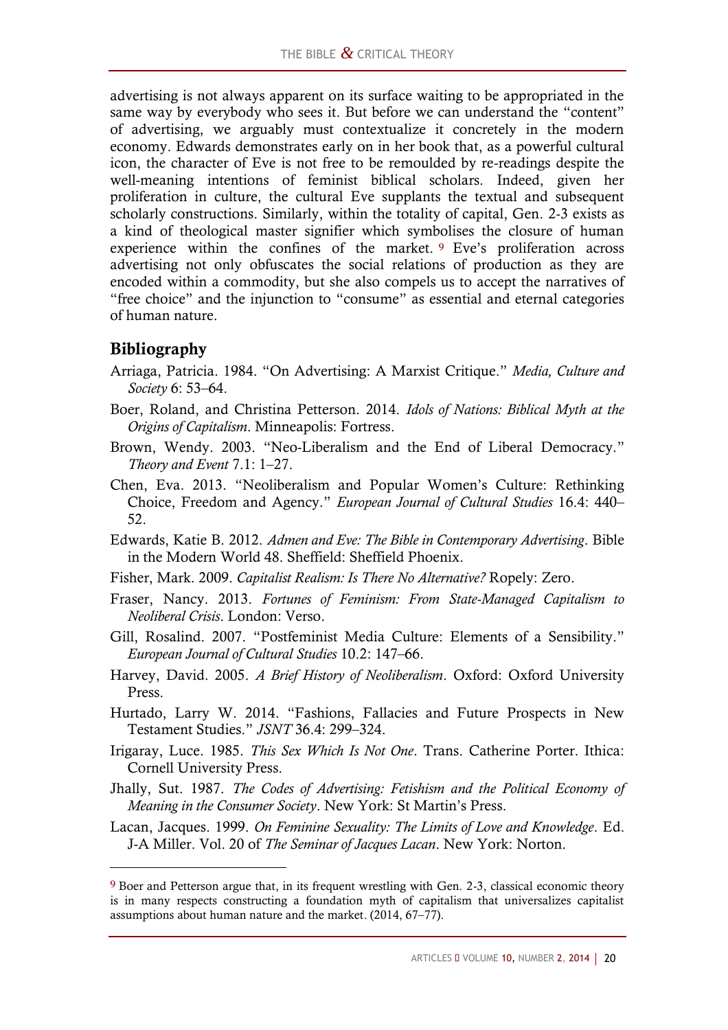advertising is not always apparent on its surface waiting to be appropriated in the same way by everybody who sees it. But before we can understand the "content" of advertising, we arguably must contextualize it concretely in the modern economy. Edwards demonstrates early on in her book that, as a powerful cultural icon, the character of Eve is not free to be remoulded by re-readings despite the well-meaning intentions of feminist biblical scholars. Indeed, given her proliferation in culture, the cultural Eve supplants the textual and subsequent scholarly constructions. Similarly, within the totality of capital, Gen. 2-3 exists as a kind of theological master signifier which symbolises the closure of human experience within the confines of the market.[9] Eve's proliferation across advertising not only obfuscates the social relations of production as they are encoded within a commodity, but she also compels us to accept the narratives of "free choice" and the injunction to "consume" as essential and eternal categories of human nature.

## Bibliography

Arriaga, Patricia. 1984. "On Advertising: A Marxist Critique." *Media, Culture and Society* 6: 53–64.

Boer, Roland, and Christina Petterson. 2014. *Idols of Nations: Biblical Myth at the Origins of Capitalism*. Minneapolis: Fortress.

Brown, Wendy. 2003. "Neo-Liberalism and the End of Liberal Democracy." *Theory and Event* 7.1: 1–27.

Chen, Eva. 2013. "Neoliberalism and Popular Women's Culture: Rethinking Choice, Freedom and Agency." *European Journal of Cultural Studies* 16.4: 440–52.

Edwards, Katie B. 2012. *Admen and Eve: The Bible in Contemporary Advertising*. Bible in the Modern World 48. Sheffield: Sheffield Phoenix.

Fisher, Mark. 2009. *Capitalist Realism: Is There No Alternative?* Ropely: Zero.

Fraser, Nancy. 2013. *Fortunes of Feminism: From State-Managed Capitalism to Neoliberal Crisis*. London: Verso.

Gill, Rosalind. 2007. "Postfeminist Media Culture: Elements of a Sensibility." *European Journal of Cultural Studies* 10.2: 147–66.

Harvey, David. 2005. *A Brief History of Neoliberalism*. Oxford: Oxford University Press.

Hurtado, Larry W. 2014. "Fashions, Fallacies and Future Prospects in New Testament Studies." *JSNT* 36.4: 299–324.

Irigaray, Luce. 1985. *This Sex Which Is Not One*. Trans. Catherine Porter. Ithica: Cornell University Press.

Jhally, Sut. 1987. *The Codes of Advertising: Fetishism and the Political Economy of Meaning in the Consumer Society*. New York: St Martin's Press.

Lacan, Jacques. 1999. *On Feminine Sexuality: The Limits of Love and Knowledge*. Ed. J-A Miller. Vol. 20 of *The Seminar of Jacques Lacan*. New York: Norton.

---

[9] Boer and Petterson argue that, in its frequent wrestling with Gen. 2-3, classical economic theory is in many respects constructing a foundation myth of capitalism that universalizes capitalist assumptions about human nature and the market. (2014, 67–77).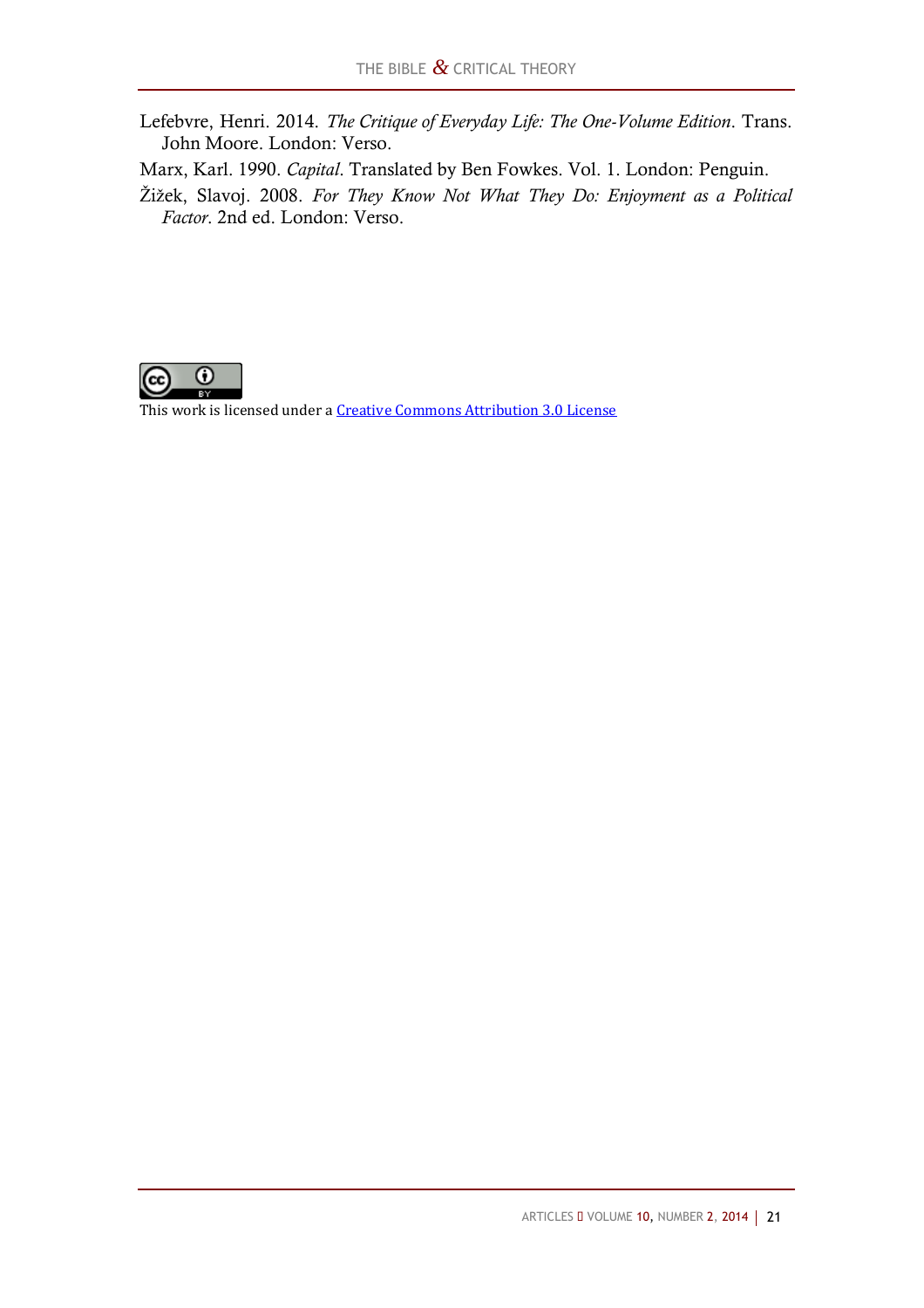Lefebvre, Henri. 2014. *The Critique of Everyday Life: The One-Volume Edition*. Trans. John Moore. London: Verso.

Marx, Karl. 1990. *Capital*. Translated by Ben Fowkes. Vol. 1. London: Penguin.

Žižek, Slavoj. 2008. *For They Know Not What They Do: Enjoyment as a Political Factor*. 2nd ed. London: Verso.

This work is licensed under a Creative Commons Attribution 3.0 License